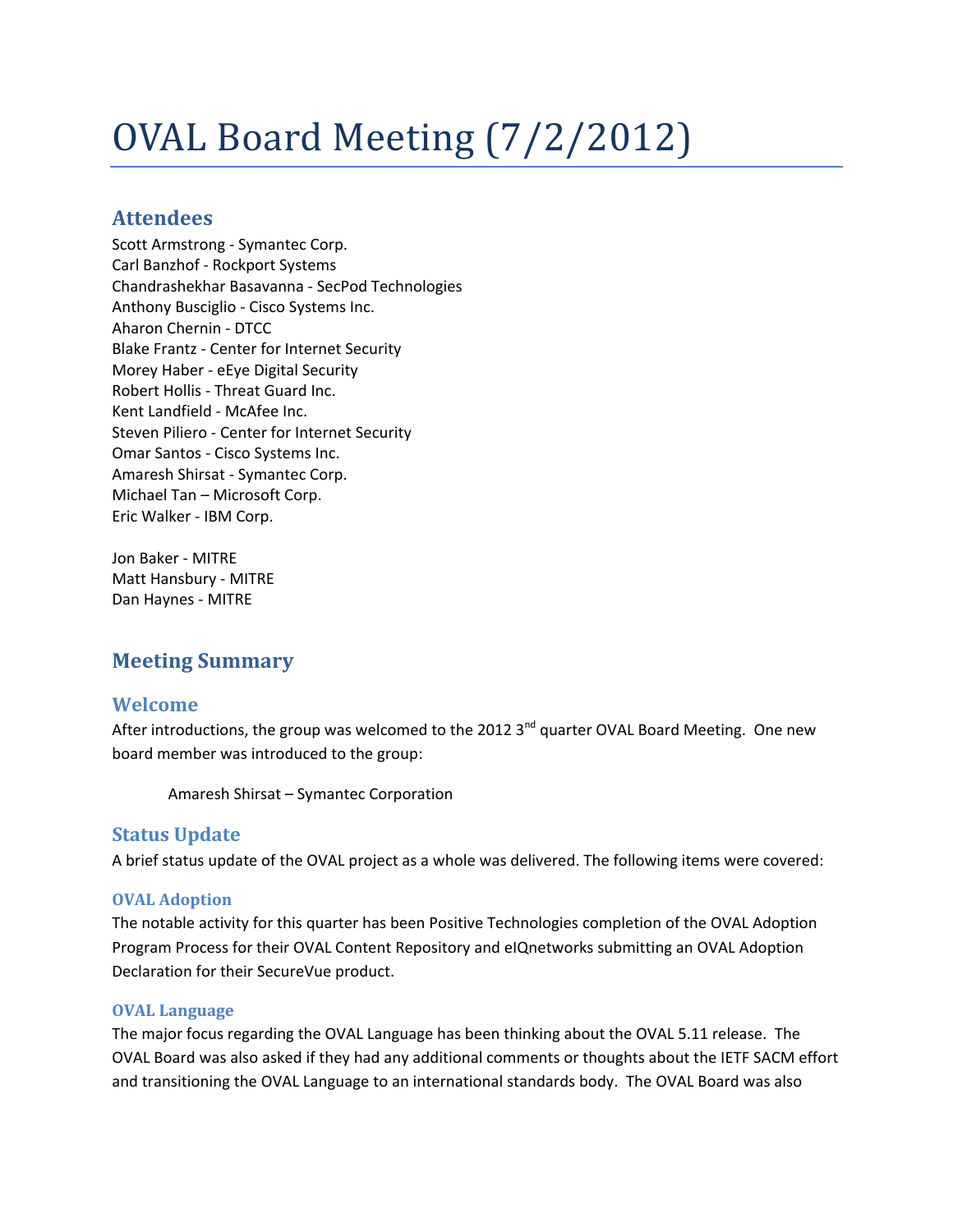# OVAL Board Meeting (7/2/2012)

## Attendees

Scott Armstrong - Symantec Corp.
Carl Banzhof - Rockport Systems
Chandrashekhar Basavanna - SecPod Technologies
Anthony Busciglio - Cisco Systems Inc.
Aharon Chernin - DTCC
Blake Frantz - Center for Internet Security
Morey Haber - eEye Digital Security
Robert Hollis - Threat Guard Inc.
Kent Landfield - McAfee Inc.
Steven Piliero - Center for Internet Security
Omar Santos - Cisco Systems Inc.
Amaresh Shirsat - Symantec Corp.
Michael Tan – Microsoft Corp.
Eric Walker - IBM Corp.

Jon Baker - MITRE
Matt Hansbury - MITRE
Dan Haynes - MITRE

## Meeting Summary

### Welcome

After introductions, the group was welcomed to the 2012 3rd quarter OVAL Board Meeting. One new board member was introduced to the group:

> Amaresh Shirsat – Symantec Corporation

### Status Update

A brief status update of the OVAL project as a whole was delivered. The following items were covered:

#### OVAL Adoption

The notable activity for this quarter has been Positive Technologies completion of the OVAL Adoption Program Process for their OVAL Content Repository and eIQnetworks submitting an OVAL Adoption Declaration for their SecureVue product.

#### OVAL Language

The major focus regarding the OVAL Language has been thinking about the OVAL 5.11 release. The OVAL Board was also asked if they had any additional comments or thoughts about the IETF SACM effort and transitioning the OVAL Language to an international standards body. The OVAL Board was also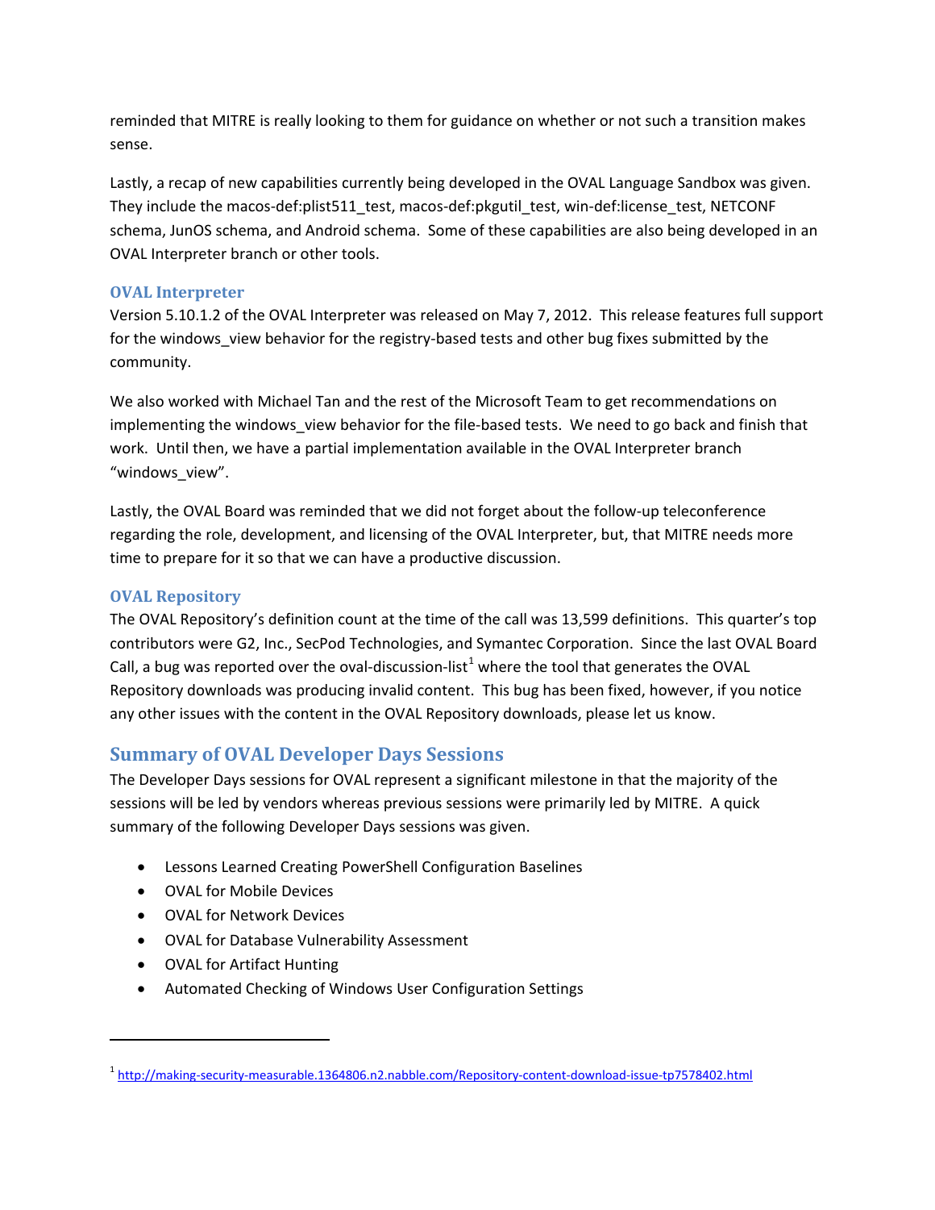reminded that MITRE is really looking to them for guidance on whether or not such a transition makes sense.

Lastly, a recap of new capabilities currently being developed in the OVAL Language Sandbox was given. They include the macos-def:plist511_test, macos-def:pkgutil_test, win-def:license_test, NETCONF schema, JunOS schema, and Android schema. Some of these capabilities are also being developed in an OVAL Interpreter branch or other tools.

### OVAL Interpreter

Version 5.10.1.2 of the OVAL Interpreter was released on May 7, 2012. This release features full support for the windows_view behavior for the registry-based tests and other bug fixes submitted by the community.

We also worked with Michael Tan and the rest of the Microsoft Team to get recommendations on implementing the windows_view behavior for the file-based tests. We need to go back and finish that work. Until then, we have a partial implementation available in the OVAL Interpreter branch "windows_view".

Lastly, the OVAL Board was reminded that we did not forget about the follow-up teleconference regarding the role, development, and licensing of the OVAL Interpreter, but, that MITRE needs more time to prepare for it so that we can have a productive discussion.

### OVAL Repository

The OVAL Repository's definition count at the time of the call was 13,599 definitions. This quarter's top contributors were G2, Inc., SecPod Technologies, and Symantec Corporation. Since the last OVAL Board Call, a bug was reported over the oval-discussion-list[1] where the tool that generates the OVAL Repository downloads was producing invalid content. This bug has been fixed, however, if you notice any other issues with the content in the OVAL Repository downloads, please let us know.

## Summary of OVAL Developer Days Sessions

The Developer Days sessions for OVAL represent a significant milestone in that the majority of the sessions will be led by vendors whereas previous sessions were primarily led by MITRE. A quick summary of the following Developer Days sessions was given.

- Lessons Learned Creating PowerShell Configuration Baselines
- OVAL for Mobile Devices
- OVAL for Network Devices
- OVAL for Database Vulnerability Assessment
- OVAL for Artifact Hunting
- Automated Checking of Windows User Configuration Settings

---

[1] http://making-security-measurable.1364806.n2.nabble.com/Repository-content-download-issue-tp7578402.html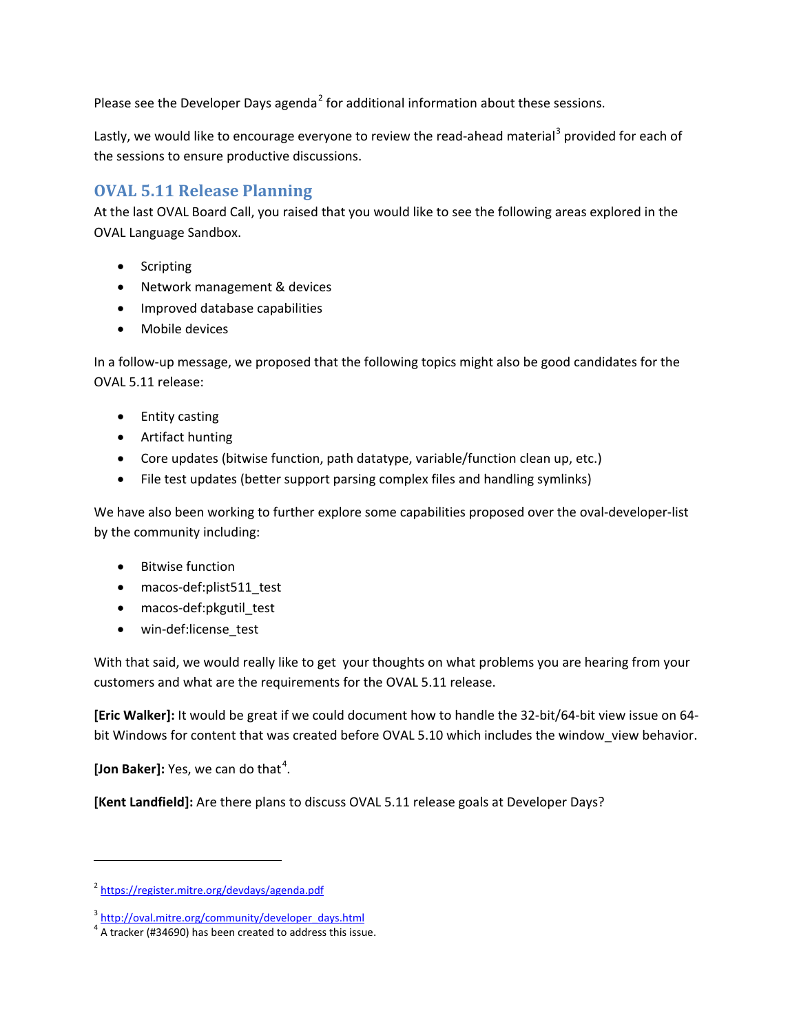Please see the Developer Days agenda[2] for additional information about these sessions.

Lastly, we would like to encourage everyone to review the read-ahead material[3] provided for each of the sessions to ensure productive discussions.

## OVAL 5.11 Release Planning

At the last OVAL Board Call, you raised that you would like to see the following areas explored in the OVAL Language Sandbox.

- Scripting
- Network management & devices
- Improved database capabilities
- Mobile devices

In a follow-up message, we proposed that the following topics might also be good candidates for the OVAL 5.11 release:

- Entity casting
- Artifact hunting
- Core updates (bitwise function, path datatype, variable/function clean up, etc.)
- File test updates (better support parsing complex files and handling symlinks)

We have also been working to further explore some capabilities proposed over the oval-developer-list by the community including:

- Bitwise function
- macos-def:plist511_test
- macos-def:pkgutil_test
- win-def:license_test

With that said, we would really like to get your thoughts on what problems you are hearing from your customers and what are the requirements for the OVAL 5.11 release.

**[Eric Walker]:** It would be great if we could document how to handle the 32-bit/64-bit view issue on 64-bit Windows for content that was created before OVAL 5.10 which includes the window_view behavior.

**[Jon Baker]:** Yes, we can do that[4].

**[Kent Landfield]:** Are there plans to discuss OVAL 5.11 release goals at Developer Days?

---

[2] https://register.mitre.org/devdays/agenda.pdf

[3] http://oval.mitre.org/community/developer_days.html

[4] A tracker (#34690) has been created to address this issue.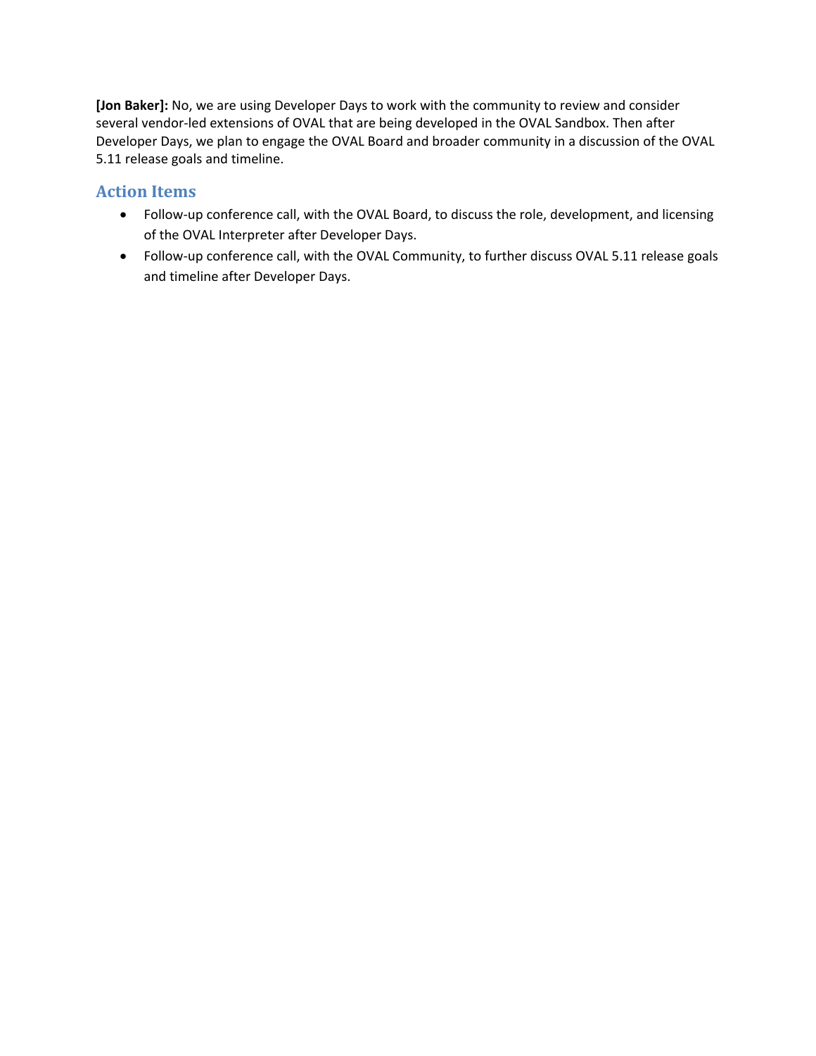**[Jon Baker]:** No, we are using Developer Days to work with the community to review and consider several vendor-led extensions of OVAL that are being developed in the OVAL Sandbox. Then after Developer Days, we plan to engage the OVAL Board and broader community in a discussion of the OVAL 5.11 release goals and timeline.

## Action Items

- Follow-up conference call, with the OVAL Board, to discuss the role, development, and licensing of the OVAL Interpreter after Developer Days.
- Follow-up conference call, with the OVAL Community, to further discuss OVAL 5.11 release goals and timeline after Developer Days.